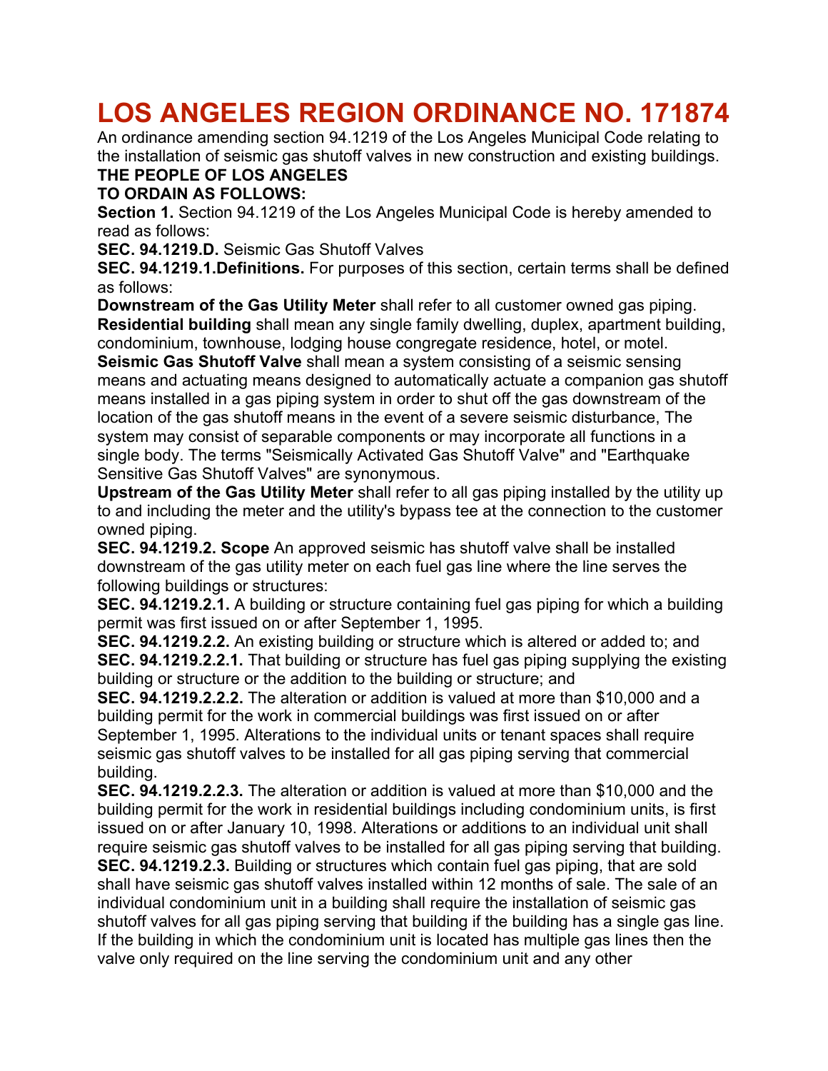# LOS ANGELES REGION ORDINANCE NO. 171874

An ordinance amending section 94.1219 of the Los Angeles Municipal Code relating to the installation of seismic gas shutoff valves in new construction and existing buildings.

**THE PEOPLE OF LOS ANGELES**
**TO ORDAIN AS FOLLOWS:**

**Section 1.** Section 94.1219 of the Los Angeles Municipal Code is hereby amended to read as follows:

**SEC. 94.1219.D.** Seismic Gas Shutoff Valves

**SEC. 94.1219.1.Definitions.** For purposes of this section, certain terms shall be defined as follows:

**Downstream of the Gas Utility Meter** shall refer to all customer owned gas piping.

**Residential building** shall mean any single family dwelling, duplex, apartment building, condominium, townhouse, lodging house congregate residence, hotel, or motel.

**Seismic Gas Shutoff Valve** shall mean a system consisting of a seismic sensing means and actuating means designed to automatically actuate a companion gas shutoff means installed in a gas piping system in order to shut off the gas downstream of the location of the gas shutoff means in the event of a severe seismic disturbance, The system may consist of separable components or may incorporate all functions in a single body. The terms "Seismically Activated Gas Shutoff Valve" and "Earthquake Sensitive Gas Shutoff Valves" are synonymous.

**Upstream of the Gas Utility Meter** shall refer to all gas piping installed by the utility up to and including the meter and the utility's bypass tee at the connection to the customer owned piping.

**SEC. 94.1219.2. Scope** An approved seismic has shutoff valve shall be installed downstream of the gas utility meter on each fuel gas line where the line serves the following buildings or structures:

**SEC. 94.1219.2.1.** A building or structure containing fuel gas piping for which a building permit was first issued on or after September 1, 1995.

**SEC. 94.1219.2.2.** An existing building or structure which is altered or added to; and

**SEC. 94.1219.2.2.1.** That building or structure has fuel gas piping supplying the existing building or structure or the addition to the building or structure; and

**SEC. 94.1219.2.2.2.** The alteration or addition is valued at more than $10,000 and a building permit for the work in commercial buildings was first issued on or after September 1, 1995. Alterations to the individual units or tenant spaces shall require seismic gas shutoff valves to be installed for all gas piping serving that commercial building.

**SEC. 94.1219.2.2.3.** The alteration or addition is valued at more than $10,000 and the building permit for the work in residential buildings including condominium units, is first issued on or after January 10, 1998. Alterations or additions to an individual unit shall require seismic gas shutoff valves to be installed for all gas piping serving that building.

**SEC. 94.1219.2.3.** Building or structures which contain fuel gas piping, that are sold shall have seismic gas shutoff valves installed within 12 months of sale. The sale of an individual condominium unit in a building shall require the installation of seismic gas shutoff valves for all gas piping serving that building if the building has a single gas line. If the building in which the condominium unit is located has multiple gas lines then the valve only required on the line serving the condominium unit and any other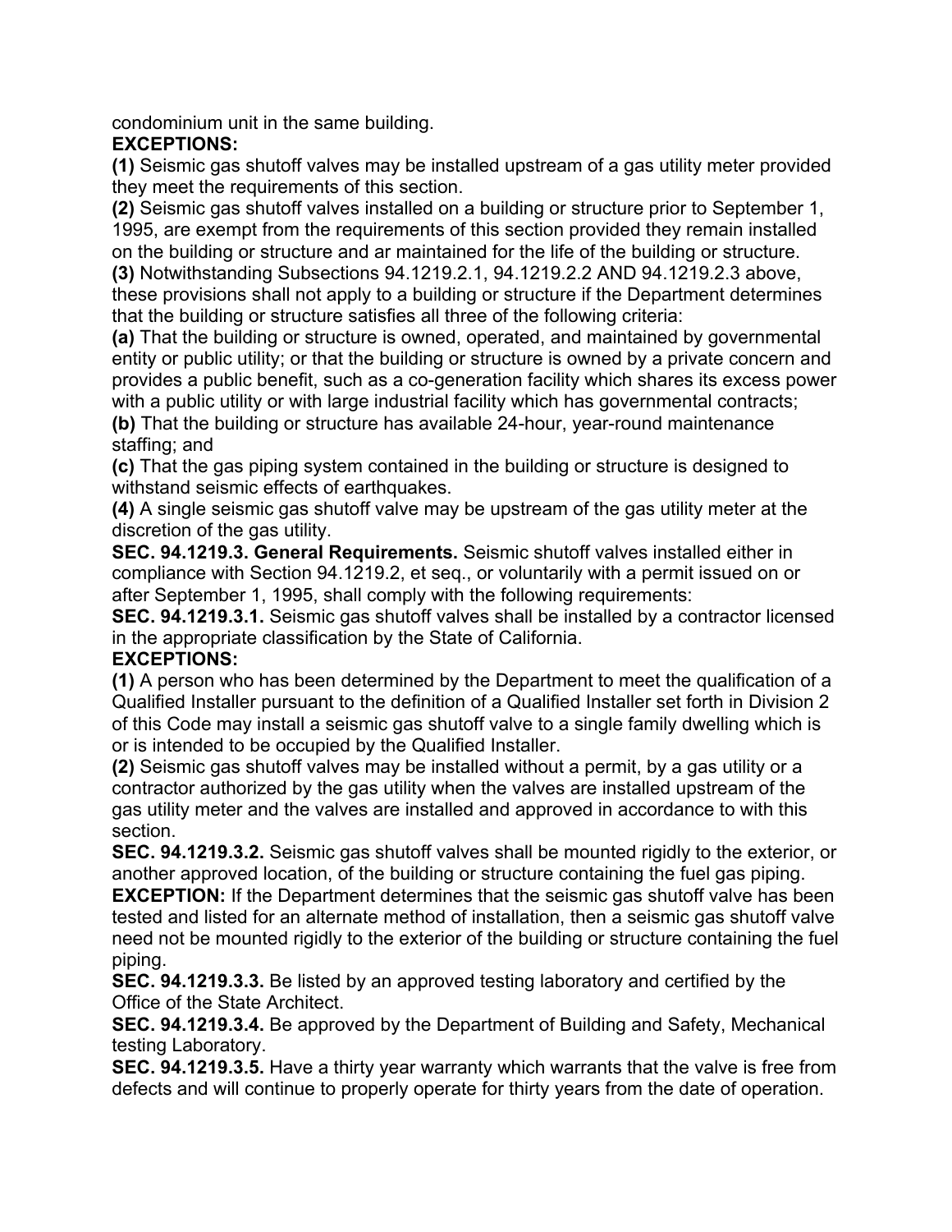condominium unit in the same building.

**EXCEPTIONS:**

**(1)** Seismic gas shutoff valves may be installed upstream of a gas utility meter provided they meet the requirements of this section.

**(2)** Seismic gas shutoff valves installed on a building or structure prior to September 1, 1995, are exempt from the requirements of this section provided they remain installed on the building or structure and ar maintained for the life of the building or structure.

**(3)** Notwithstanding Subsections 94.1219.2.1, 94.1219.2.2 AND 94.1219.2.3 above, these provisions shall not apply to a building or structure if the Department determines that the building or structure satisfies all three of the following criteria:

**(a)** That the building or structure is owned, operated, and maintained by governmental entity or public utility; or that the building or structure is owned by a private concern and provides a public benefit, such as a co-generation facility which shares its excess power with a public utility or with large industrial facility which has governmental contracts;

**(b)** That the building or structure has available 24-hour, year-round maintenance staffing; and

**(c)** That the gas piping system contained in the building or structure is designed to withstand seismic effects of earthquakes.

**(4)** A single seismic gas shutoff valve may be upstream of the gas utility meter at the discretion of the gas utility.

**SEC. 94.1219.3. General Requirements.** Seismic shutoff valves installed either in compliance with Section 94.1219.2, et seq., or voluntarily with a permit issued on or after September 1, 1995, shall comply with the following requirements:

**SEC. 94.1219.3.1.** Seismic gas shutoff valves shall be installed by a contractor licensed in the appropriate classification by the State of California.

**EXCEPTIONS:**

**(1)** A person who has been determined by the Department to meet the qualification of a Qualified Installer pursuant to the definition of a Qualified Installer set forth in Division 2 of this Code may install a seismic gas shutoff valve to a single family dwelling which is or is intended to be occupied by the Qualified Installer.

**(2)** Seismic gas shutoff valves may be installed without a permit, by a gas utility or a contractor authorized by the gas utility when the valves are installed upstream of the gas utility meter and the valves are installed and approved in accordance to with this section.

**SEC. 94.1219.3.2.** Seismic gas shutoff valves shall be mounted rigidly to the exterior, or another approved location, of the building or structure containing the fuel gas piping.

**EXCEPTION:** If the Department determines that the seismic gas shutoff valve has been tested and listed for an alternate method of installation, then a seismic gas shutoff valve need not be mounted rigidly to the exterior of the building or structure containing the fuel piping.

**SEC. 94.1219.3.3.** Be listed by an approved testing laboratory and certified by the Office of the State Architect.

**SEC. 94.1219.3.4.** Be approved by the Department of Building and Safety, Mechanical testing Laboratory.

**SEC. 94.1219.3.5.** Have a thirty year warranty which warrants that the valve is free from defects and will continue to properly operate for thirty years from the date of operation.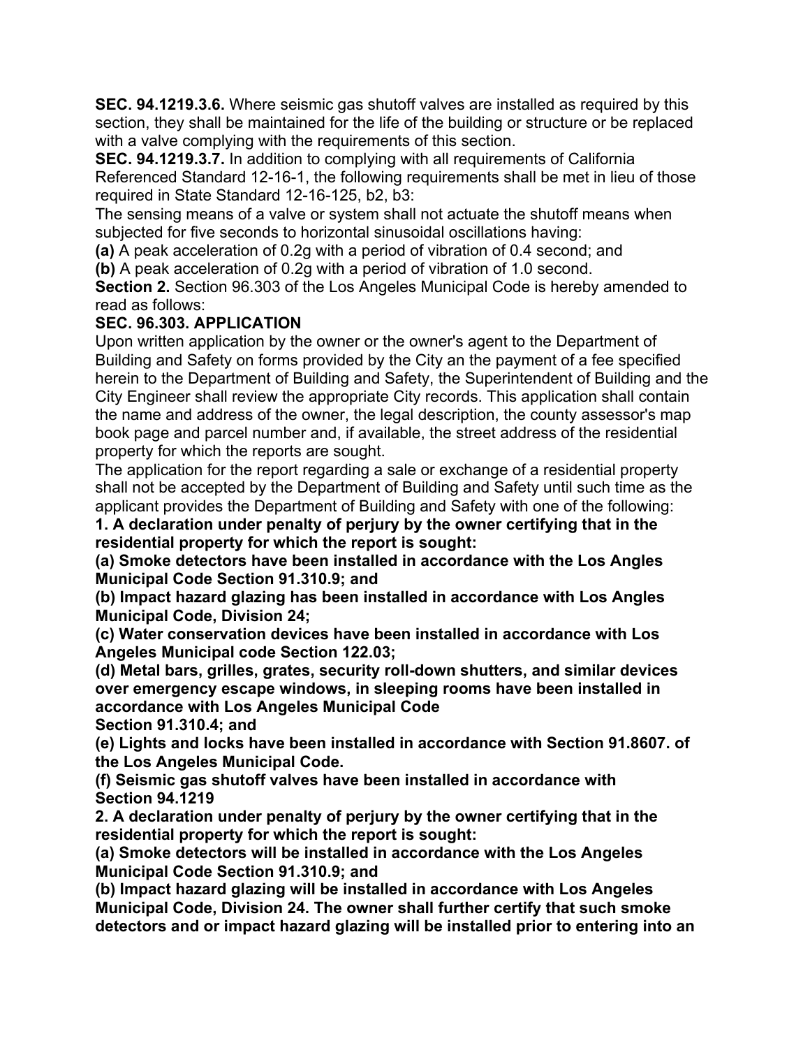**SEC. 94.1219.3.6.** Where seismic gas shutoff valves are installed as required by this section, they shall be maintained for the life of the building or structure or be replaced with a valve complying with the requirements of this section.

**SEC. 94.1219.3.7.** In addition to complying with all requirements of California Referenced Standard 12-16-1, the following requirements shall be met in lieu of those required in State Standard 12-16-125, b2, b3:

The sensing means of a valve or system shall not actuate the shutoff means when subjected for five seconds to horizontal sinusoidal oscillations having:

**(a)** A peak acceleration of 0.2g with a period of vibration of 0.4 second; and

**(b)** A peak acceleration of 0.2g with a period of vibration of 1.0 second.

**Section 2.** Section 96.303 of the Los Angeles Municipal Code is hereby amended to read as follows:

**SEC. 96.303. APPLICATION**

Upon written application by the owner or the owner's agent to the Department of Building and Safety on forms provided by the City an the payment of a fee specified herein to the Department of Building and Safety, the Superintendent of Building and the City Engineer shall review the appropriate City records. This application shall contain the name and address of the owner, the legal description, the county assessor's map book page and parcel number and, if available, the street address of the residential property for which the reports are sought.

The application for the report regarding a sale or exchange of a residential property shall not be accepted by the Department of Building and Safety until such time as the applicant provides the Department of Building and Safety with one of the following:

**1. A declaration under penalty of perjury by the owner certifying that in the residential property for which the report is sought:**

**(a) Smoke detectors have been installed in accordance with the Los Angles Municipal Code Section 91.310.9; and**

**(b) Impact hazard glazing has been installed in accordance with Los Angles Municipal Code, Division 24;**

**(c) Water conservation devices have been installed in accordance with Los Angeles Municipal code Section 122.03;**

**(d) Metal bars, grilles, grates, security roll-down shutters, and similar devices over emergency escape windows, in sleeping rooms have been installed in accordance with Los Angeles Municipal Code Section 91.310.4; and**

**(e) Lights and locks have been installed in accordance with Section 91.8607. of the Los Angeles Municipal Code.**

**(f) Seismic gas shutoff valves have been installed in accordance with Section 94.1219**

**2. A declaration under penalty of perjury by the owner certifying that in the residential property for which the report is sought:**

**(a) Smoke detectors will be installed in accordance with the Los Angeles Municipal Code Section 91.310.9; and**

**(b) Impact hazard glazing will be installed in accordance with Los Angeles Municipal Code, Division 24. The owner shall further certify that such smoke detectors and or impact hazard glazing will be installed prior to entering into an**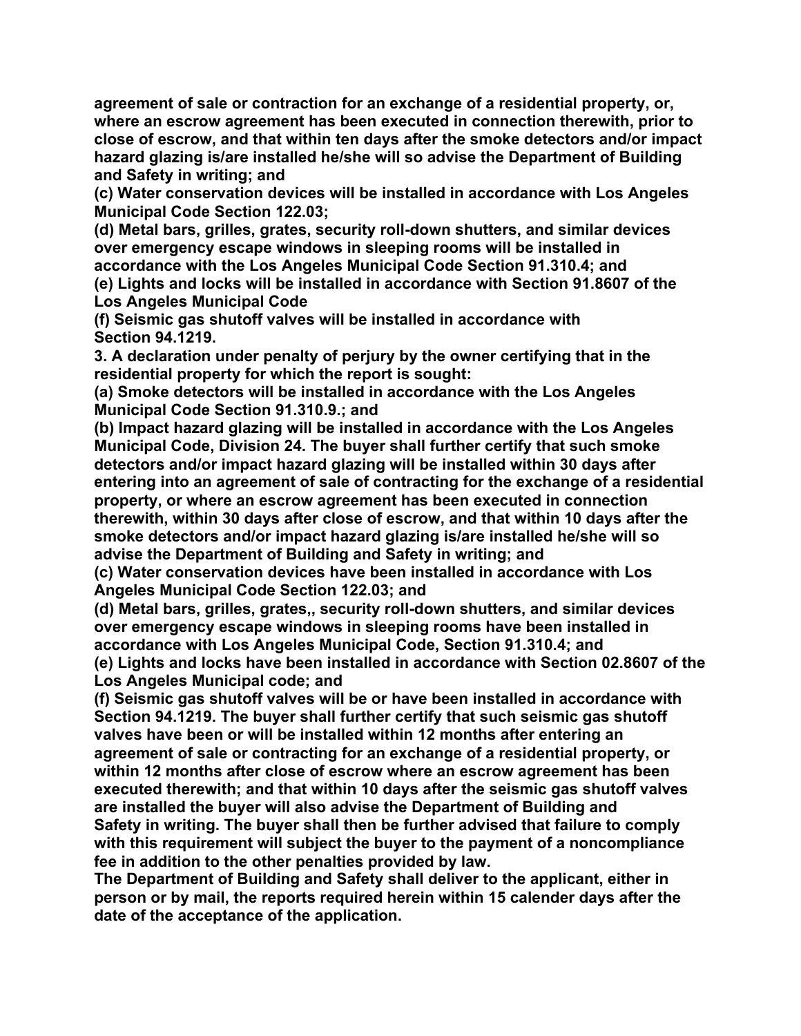**agreement of sale or contraction for an exchange of a residential property, or, where an escrow agreement has been executed in connection therewith, prior to close of escrow, and that within ten days after the smoke detectors and/or impact hazard glazing is/are installed he/she will so advise the Department of Building and Safety in writing; and**

**(c) Water conservation devices will be installed in accordance with Los Angeles Municipal Code Section 122.03;**

**(d) Metal bars, grilles, grates, security roll-down shutters, and similar devices over emergency escape windows in sleeping rooms will be installed in accordance with the Los Angeles Municipal Code Section 91.310.4; and**

**(e) Lights and locks will be installed in accordance with Section 91.8607 of the Los Angeles Municipal Code**

**(f) Seismic gas shutoff valves will be installed in accordance with Section 94.1219.**

**3. A declaration under penalty of perjury by the owner certifying that in the residential property for which the report is sought:**

**(a) Smoke detectors will be installed in accordance with the Los Angeles Municipal Code Section 91.310.9.; and**

**(b) Impact hazard glazing will be installed in accordance with the Los Angeles Municipal Code, Division 24. The buyer shall further certify that such smoke detectors and/or impact hazard glazing will be installed within 30 days after entering into an agreement of sale of contracting for the exchange of a residential property, or where an escrow agreement has been executed in connection therewith, within 30 days after close of escrow, and that within 10 days after the smoke detectors and/or impact hazard glazing is/are installed he/she will so advise the Department of Building and Safety in writing; and**

**(c) Water conservation devices have been installed in accordance with Los Angeles Municipal Code Section 122.03; and**

**(d) Metal bars, grilles, grates,, security roll-down shutters, and similar devices over emergency escape windows in sleeping rooms have been installed in accordance with Los Angeles Municipal Code, Section 91.310.4; and**

**(e) Lights and locks have been installed in accordance with Section 02.8607 of the Los Angeles Municipal code; and**

**(f) Seismic gas shutoff valves will be or have been installed in accordance with Section 94.1219. The buyer shall further certify that such seismic gas shutoff valves have been or will be installed within 12 months after entering an agreement of sale or contracting for an exchange of a residential property, or within 12 months after close of escrow where an escrow agreement has been executed therewith; and that within 10 days after the seismic gas shutoff valves are installed the buyer will also advise the Department of Building and Safety in writing. The buyer shall then be further advised that failure to comply with this requirement will subject the buyer to the payment of a noncompliance fee in addition to the other penalties provided by law.**

**The Department of Building and Safety shall deliver to the applicant, either in person or by mail, the reports required herein within 15 calender days after the date of the acceptance of the application.**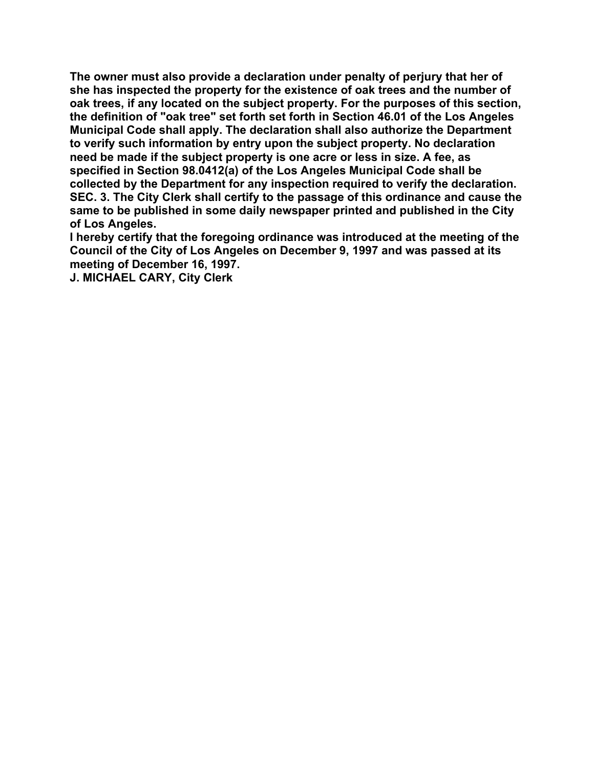**The owner must also provide a declaration under penalty of perjury that her of she has inspected the property for the existence of oak trees and the number of oak trees, if any located on the subject property. For the purposes of this section, the definition of "oak tree" set forth set forth in Section 46.01 of the Los Angeles Municipal Code shall apply. The declaration shall also authorize the Department to verify such information by entry upon the subject property. No declaration need be made if the subject property is one acre or less in size. A fee, as specified in Section 98.0412(a) of the Los Angeles Municipal Code shall be collected by the Department for any inspection required to verify the declaration.**

**SEC. 3. The City Clerk shall certify to the passage of this ordinance and cause the same to be published in some daily newspaper printed and published in the City of Los Angeles.**

**I hereby certify that the foregoing ordinance was introduced at the meeting of the Council of the City of Los Angeles on December 9, 1997 and was passed at its meeting of December 16, 1997.**

**J. MICHAEL CARY, City Clerk**